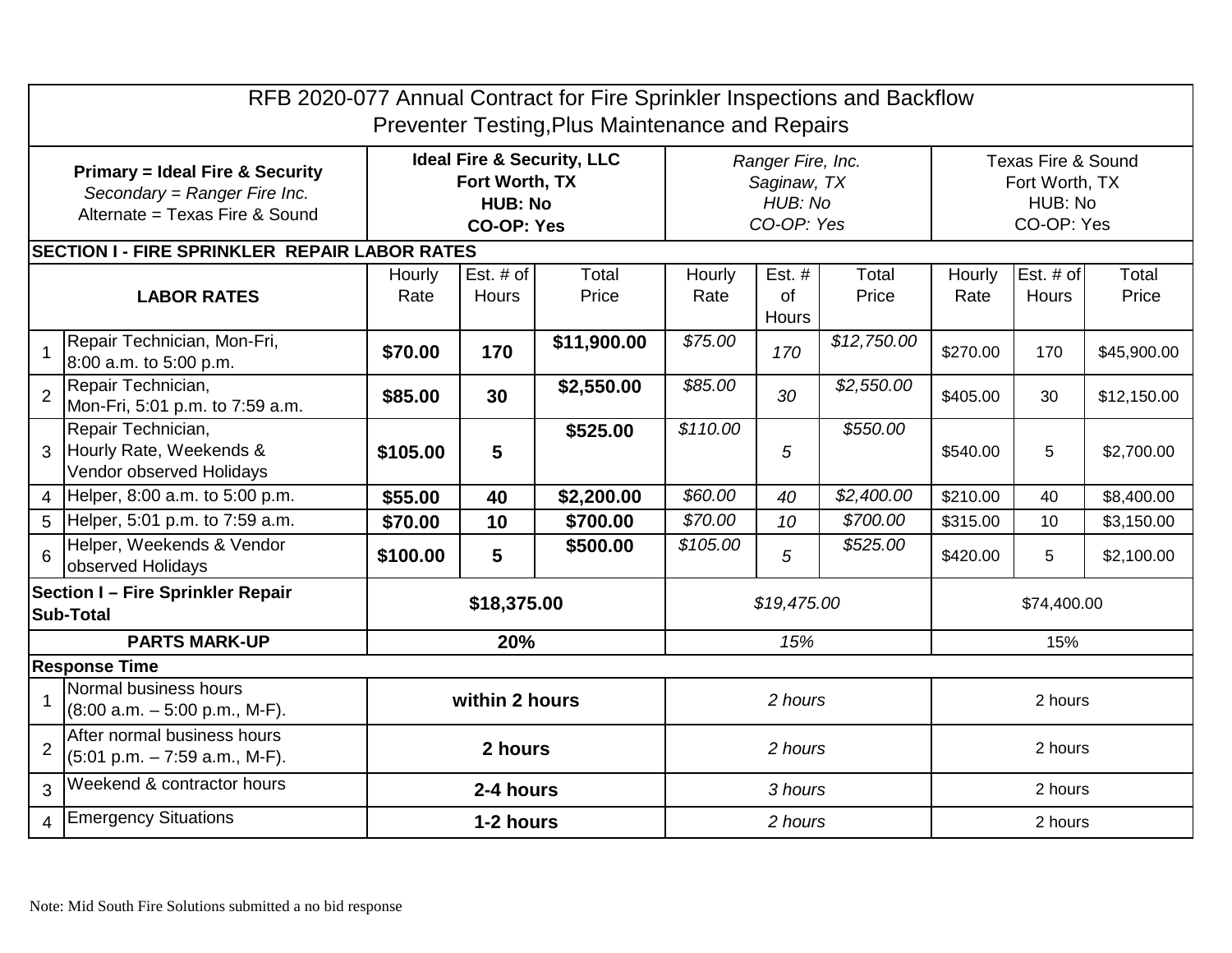# RFB 2020-077 Annual Contract for Fire Sprinkler Inspections and Backflow Preventer Testing,Plus Maintenance and Repairs

| | **Primary = Ideal Fire & Security**<br>*Secondary = Ranger Fire Inc.*<br>Alternate = Texas Fire & Sound | **Ideal Fire & Security, LLC**<br>**Fort Worth, TX**<br>**HUB: No**<br>**CO-OP: Yes** | | | *Ranger Fire, Inc.*<br>*Saginaw, TX*<br>*HUB: No*<br>*CO-OP: Yes* | | | Texas Fire & Sound<br>Fort Worth, TX<br>HUB: No<br>CO-OP: Yes | | |
|---|---|---|---|---|---|---|---|---|---|---|
| **SECTION I - FIRE SPRINKLER REPAIR LABOR RATES** | | | | | | | | | | |
| | **LABOR RATES** | Hourly Rate | Est. # of Hours | Total Price | Hourly Rate | Est. # of Hours | Total Price | Hourly Rate | Est. # of Hours | Total Price |
| 1 | Repair Technician, Mon-Fri, 8:00 a.m. to 5:00 p.m. | **$70.00** | **170** | **$11,900.00** | *$75.00* | *170* | *$12,750.00* | $270.00 | 170 | $45,900.00 |
| 2 | Repair Technician, Mon-Fri, 5:01 p.m. to 7:59 a.m. | **$85.00** | **30** | **$2,550.00** | *$85.00* | *30* | *$2,550.00* | $405.00 | 30 | $12,150.00 |
| 3 | Repair Technician, Hourly Rate, Weekends & Vendor observed Holidays | **$105.00** | **5** | **$525.00** | *$110.00* | *5* | *$550.00* | $540.00 | 5 | $2,700.00 |
| 4 | Helper, 8:00 a.m. to 5:00 p.m. | **$55.00** | **40** | **$2,200.00** | *$60.00* | *40* | *$2,400.00* | $210.00 | 40 | $8,400.00 |
| 5 | Helper, 5:01 p.m. to 7:59 a.m. | **$70.00** | **10** | **$700.00** | *$70.00* | *10* | *$700.00* | $315.00 | 10 | $3,150.00 |
| 6 | Helper, Weekends & Vendor observed Holidays | **$100.00** | **5** | **$500.00** | *$105.00* | *5* | *$525.00* | $420.00 | 5 | $2,100.00 |
| **Section I – Fire Sprinkler Repair Sub-Total** | | **$18,375.00** | | | *$19,475.00* | | | $74,400.00 | | |
| **PARTS MARK-UP** | | **20%** | | | *15%* | | | 15% | | |
| **Response Time** | | | | | | | | | | |
| 1 | Normal business hours (8:00 a.m. – 5:00 p.m., M-F). | **within 2 hours** | | | *2 hours* | | | 2 hours | | |
| 2 | After normal business hours (5:01 p.m. – 7:59 a.m., M-F). | **2 hours** | | | *2 hours* | | | 2 hours | | |
| 3 | Weekend & contractor hours | **2-4 hours** | | | *3 hours* | | | 2 hours | | |
| 4 | Emergency Situations | **1-2 hours** | | | *2 hours* | | | 2 hours | | |

Note: Mid South Fire Solutions submitted a no bid response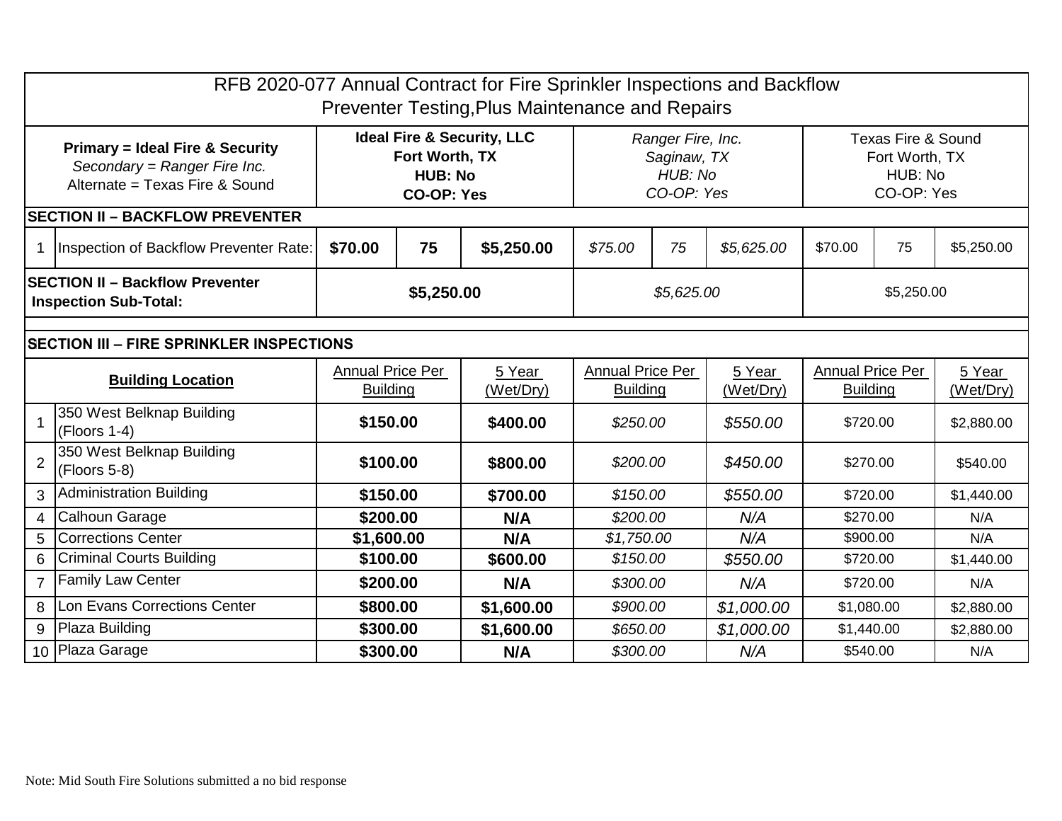# RFB 2020-077 Annual Contract for Fire Sprinkler Inspections and Backflow Preventer Testing,Plus Maintenance and Repairs

| | Primary = Ideal Fire & Security<br>*Secondary = Ranger Fire Inc.*<br>Alternate = Texas Fire & Sound | **Ideal Fire & Security, LLC**<br>**Fort Worth, TX**<br>**HUB: No**<br>**CO-OP: Yes** | | | *Ranger Fire, Inc.*<br>*Saginaw, TX*<br>*HUB: No*<br>*CO-OP: Yes* | | | Texas Fire & Sound<br>Fort Worth, TX<br>HUB: No<br>CO-OP: Yes | | |
|---|---|---|---|---|---|---|---|---|---|---|
| **SECTION II – BACKFLOW PREVENTER** | | | | | | | | | | |
| 1 | Inspection of Backflow Preventer Rate: | **$70.00** | **75** | **$5,250.00** | *$75.00* | *75* | *$5,625.00* | $70.00 | 75 | $5,250.00 |
| **SECTION II – Backflow Preventer Inspection Sub-Total:** | | **$5,250.00** | | | *$5,625.00* | | | $5,250.00 | | |

| | **SECTION III – FIRE SPRINKLER INSPECTIONS** | | | | | | |
|---|---|---|---|---|---|---|---|
| | **Building Location** | Annual Price Per Building | 5 Year (Wet/Dry) | Annual Price Per Building | 5 Year (Wet/Dry) | Annual Price Per Building | 5 Year (Wet/Dry) |
| 1 | 350 West Belknap Building (Floors 1-4) | **$150.00** | **$400.00** | *$250.00* | *$550.00* | $720.00 | $2,880.00 |
| 2 | 350 West Belknap Building (Floors 5-8) | **$100.00** | **$800.00** | *$200.00* | *$450.00* | $270.00 | $540.00 |
| 3 | Administration Building | **$150.00** | **$700.00** | *$150.00* | *$550.00* | $720.00 | $1,440.00 |
| 4 | Calhoun Garage | **$200.00** | **N/A** | *$200.00* | *N/A* | $270.00 | N/A |
| 5 | Corrections Center | **$1,600.00** | **N/A** | *$1,750.00* | *N/A* | $900.00 | N/A |
| 6 | Criminal Courts Building | **$100.00** | **$600.00** | *$150.00* | *$550.00* | $720.00 | $1,440.00 |
| 7 | Family Law Center | **$200.00** | **N/A** | *$300.00* | *N/A* | $720.00 | N/A |
| 8 | Lon Evans Corrections Center | **$800.00** | **$1,600.00** | *$900.00* | *$1,000.00* | $1,080.00 | $2,880.00 |
| 9 | Plaza Building | **$300.00** | **$1,600.00** | *$650.00* | *$1,000.00* | $1,440.00 | $2,880.00 |
| 10 | Plaza Garage | **$300.00** | **N/A** | *$300.00* | *N/A* | $540.00 | N/A |

Note: Mid South Fire Solutions submitted a no bid response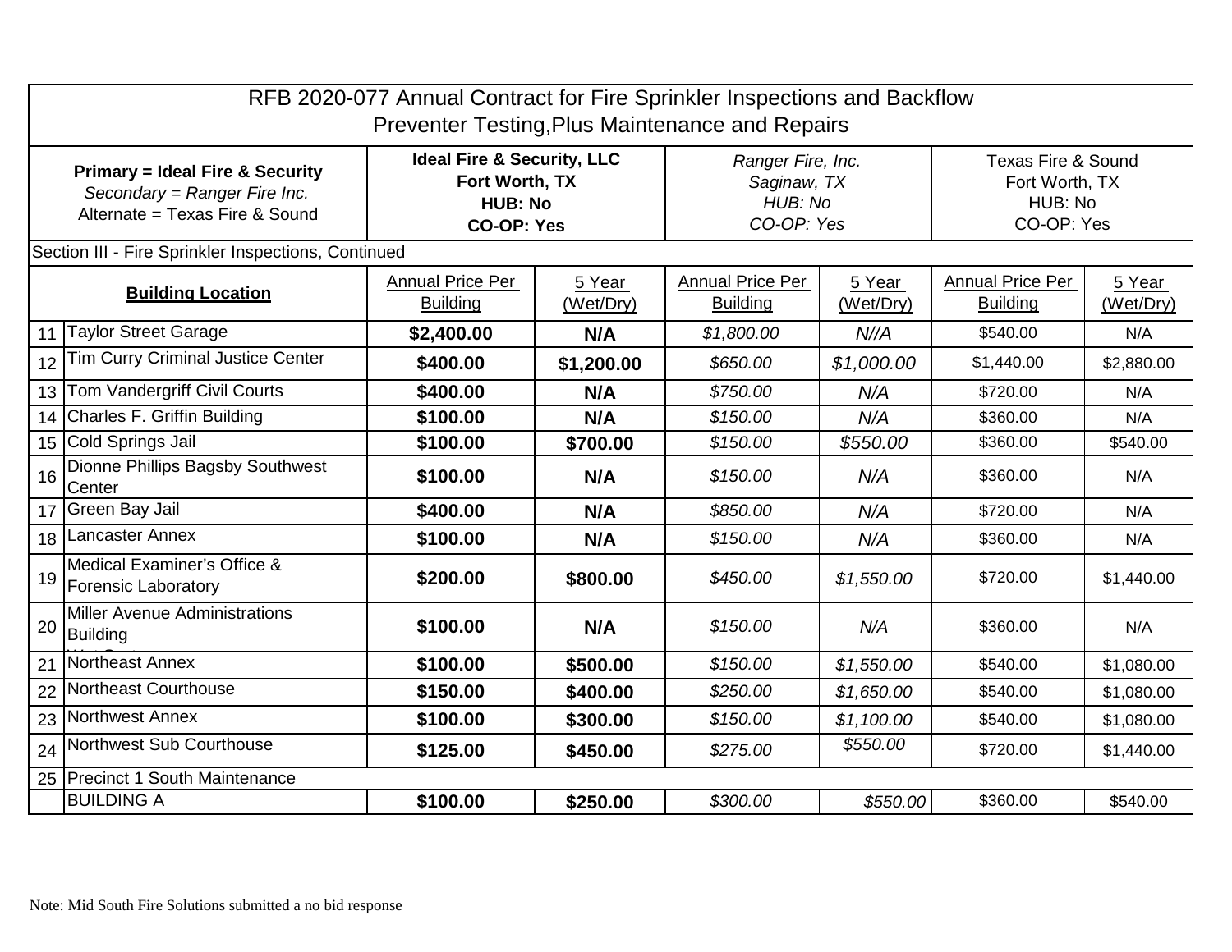| RFB 2020-077 Annual Contract for Fire Sprinkler Inspections and Backflow Preventer Testing,Plus Maintenance and Repairs | | | | | | | |
|---|---|---|---|---|---|---|---|
| **Primary = Ideal Fire & Security**<br>*Secondary = Ranger Fire Inc.*<br>Alternate = Texas Fire & Sound | | **Ideal Fire & Security, LLC**<br>**Fort Worth, TX**<br>**HUB: No**<br>**CO-OP: Yes** | | *Ranger Fire, Inc.*<br>*Saginaw, TX*<br>*HUB: No*<br>*CO-OP: Yes* | | Texas Fire & Sound<br>Fort Worth, TX<br>HUB: No<br>CO-OP: Yes | |
| Section III - Fire Sprinkler Inspections, Continued | | | | | | | |
| **Building Location** | | Annual Price Per Building | 5 Year (Wet/Dry) | Annual Price Per Building | 5 Year (Wet/Dry) | Annual Price Per Building | 5 Year (Wet/Dry) |
| 11 | Taylor Street Garage | **$2,400.00** | **N/A** | *$1,800.00* | *N//A* | $540.00 | N/A |
| 12 | Tim Curry Criminal Justice Center | **$400.00** | **$1,200.00** | *$650.00* | *$1,000.00* | $1,440.00 | $2,880.00 |
| 13 | Tom Vandergriff Civil Courts | **$400.00** | **N/A** | *$750.00* | *N/A* | $720.00 | N/A |
| 14 | Charles F. Griffin Building | **$100.00** | **N/A** | *$150.00* | *N/A* | $360.00 | N/A |
| 15 | Cold Springs Jail | **$100.00** | **$700.00** | *$150.00* | *$550.00* | $360.00 | $540.00 |
| 16 | Dionne Phillips Bagsby Southwest Center | **$100.00** | **N/A** | *$150.00* | *N/A* | $360.00 | N/A |
| 17 | Green Bay Jail | **$400.00** | **N/A** | *$850.00* | *N/A* | $720.00 | N/A |
| 18 | Lancaster Annex | **$100.00** | **N/A** | *$150.00* | *N/A* | $360.00 | N/A |
| 19 | Medical Examiner's Office & Forensic Laboratory | **$200.00** | **$800.00** | *$450.00* | *$1,550.00* | $720.00 | $1,440.00 |
| 20 | Miller Avenue Administrations Building | **$100.00** | **N/A** | *$150.00* | *N/A* | $360.00 | N/A |
| 21 | Northeast Annex | **$100.00** | **$500.00** | *$150.00* | *$1,550.00* | $540.00 | $1,080.00 |
| 22 | Northeast Courthouse | **$150.00** | **$400.00** | *$250.00* | *$1,650.00* | $540.00 | $1,080.00 |
| 23 | Northwest Annex | **$100.00** | **$300.00** | *$150.00* | *$1,100.00* | $540.00 | $1,080.00 |
| 24 | Northwest Sub Courthouse | **$125.00** | **$450.00** | *$275.00* | *$550.00* | $720.00 | $1,440.00 |
| 25 | Precinct 1 South Maintenance | | | | | | |
| | BUILDING A | **$100.00** | **$250.00** | *$300.00* | *$550.00* | $360.00 | $540.00 |

Note: Mid South Fire Solutions submitted a no bid response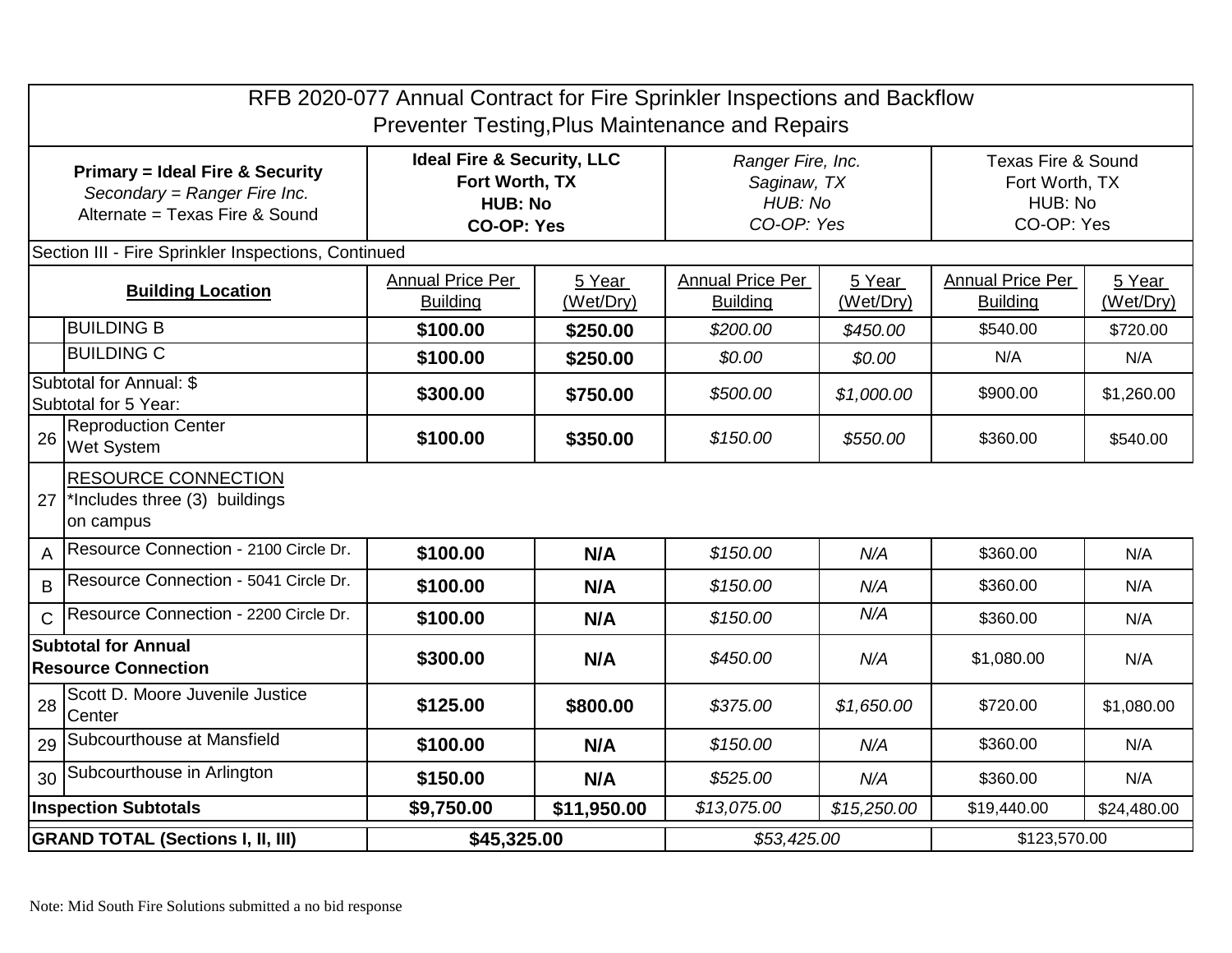| | | | | | | | |
|---|---|---|---|---|---|---|---|
| RFB 2020-077 Annual Contract for Fire Sprinkler Inspections and Backflow Preventer Testing,Plus Maintenance and Repairs | | | | | | | |
| **Primary = Ideal Fire & Security**<br>*Secondary = Ranger Fire Inc.*<br>Alternate = Texas Fire & Sound | | **Ideal Fire & Security, LLC**<br>**Fort Worth, TX**<br>**HUB: No**<br>**CO-OP: Yes** | | *Ranger Fire, Inc.*<br>*Saginaw, TX*<br>*HUB: No*<br>*CO-OP: Yes* | | Texas Fire & Sound<br>Fort Worth, TX<br>HUB: No<br>CO-OP: Yes | |
| Section III - Fire Sprinkler Inspections, Continued | | | | | | | |
| **Building Location** | | Annual Price Per Building | 5 Year (Wet/Dry) | Annual Price Per Building | 5 Year (Wet/Dry) | Annual Price Per Building | 5 Year (Wet/Dry) |
| | BUILDING B | **$100.00** | **$250.00** | *$200.00* | *$450.00* | $540.00 | $720.00 |
| | BUILDING C | **$100.00** | **$250.00** | *$0.00* | *$0.00* | N/A | N/A |
| Subtotal for Annual: $<br>Subtotal for 5 Year: | | **$300.00** | **$750.00** | *$500.00* | *$1,000.00* | $900.00 | $1,260.00 |
| 26 | Reproduction Center<br>Wet System | **$100.00** | **$350.00** | *$150.00* | *$550.00* | $360.00 | $540.00 |
| 27 | RESOURCE CONNECTION<br>*Includes three (3) buildings on campus | | | | | | |
| A | Resource Connection - 2100 Circle Dr. | **$100.00** | **N/A** | *$150.00* | *N/A* | $360.00 | N/A |
| B | Resource Connection - 5041 Circle Dr. | **$100.00** | **N/A** | *$150.00* | *N/A* | $360.00 | N/A |
| C | Resource Connection - 2200 Circle Dr. | **$100.00** | **N/A** | *$150.00* | *N/A* | $360.00 | N/A |
| **Subtotal for Annual Resource Connection** | | **$300.00** | **N/A** | *$450.00* | *N/A* | $1,080.00 | N/A |
| 28 | Scott D. Moore Juvenile Justice Center | **$125.00** | **$800.00** | *$375.00* | *$1,650.00* | $720.00 | $1,080.00 |
| 29 | Subcourthouse at Mansfield | **$100.00** | **N/A** | *$150.00* | *N/A* | $360.00 | N/A |
| 30 | Subcourthouse in Arlington | **$150.00** | **N/A** | *$525.00* | *N/A* | $360.00 | N/A |
| **Inspection Subtotals** | | **$9,750.00** | **$11,950.00** | *$13,075.00* | *$15,250.00* | $19,440.00 | $24,480.00 |
| **GRAND TOTAL (Sections I, II, III)** | | **$45,325.00** | | *$53,425.00* | | $123,570.00 | |

Note: Mid South Fire Solutions submitted a no bid response